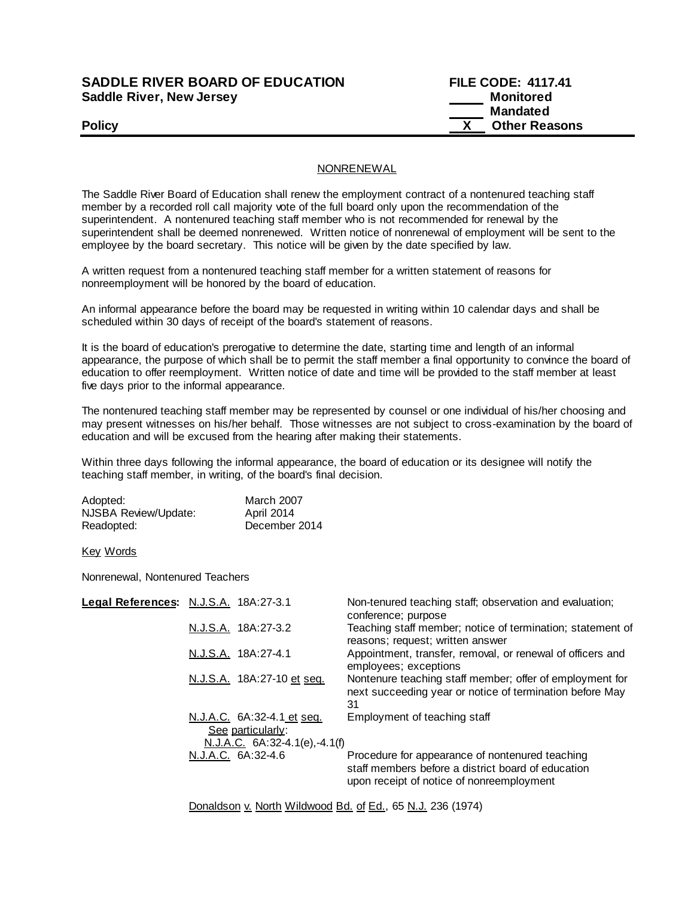**SADDLE RIVER BOARD OF EDUCATION** **FILE CODE: 4117.41**
**Saddle River, New Jersey**

\_\_\_\_ **Monitored**
\_\_\_\_ **Mandated**
**Policy** \_\_X\_\_ **Other Reasons**

NONRENEWAL

The Saddle River Board of Education shall renew the employment contract of a nontenured teaching staff member by a recorded roll call majority vote of the full board only upon the recommendation of the superintendent. A nontenured teaching staff member who is not recommended for renewal by the superintendent shall be deemed nonrenewed. Written notice of nonrenewal of employment will be sent to the employee by the board secretary. This notice will be given by the date specified by law.

A written request from a nontenured teaching staff member for a written statement of reasons for nonreemployment will be honored by the board of education.

An informal appearance before the board may be requested in writing within 10 calendar days and shall be scheduled within 30 days of receipt of the board's statement of reasons.

It is the board of education's prerogative to determine the date, starting time and length of an informal appearance, the purpose of which shall be to permit the staff member a final opportunity to convince the board of education to offer reemployment. Written notice of date and time will be provided to the staff member at least five days prior to the informal appearance.

The nontenured teaching staff member may be represented by counsel or one individual of his/her choosing and may present witnesses on his/her behalf. Those witnesses are not subject to cross-examination by the board of education and will be excused from the hearing after making their statements.

Within three days following the informal appearance, the board of education or its designee will notify the teaching staff member, in writing, of the board's final decision.

| | |
|---|---|
| Adopted: | March 2007 |
| NJSBA Review/Update: | April 2014 |
| Readopted: | December 2014 |

Key Words

Nonrenewal, Nontenured Teachers

| **Legal References:** | | |
|---|---|---|
| | N.J.S.A. 18A:27-3.1 | Non-tenured teaching staff; observation and evaluation; conference; purpose |
| | N.J.S.A. 18A:27-3.2 | Teaching staff member; notice of termination; statement of reasons; request; written answer |
| | N.J.S.A. 18A:27-4.1 | Appointment, transfer, removal, or renewal of officers and employees; exceptions |
| | N.J.S.A. 18A:27-10 et seq. | Nontenure teaching staff member; offer of employment for next succeeding year or notice of termination before May 31 |
| | N.J.A.C. 6A:32-4.1 et seq. See particularly: N.J.A.C. 6A:32-4.1(e),-4.1(f) | Employment of teaching staff |
| | N.J.A.C. 6A:32-4.6 | Procedure for appearance of nontenured teaching staff members before a district board of education upon receipt of notice of nonreemployment |

Donaldson v. North Wildwood Bd. of Ed., 65 N.J. 236 (1974)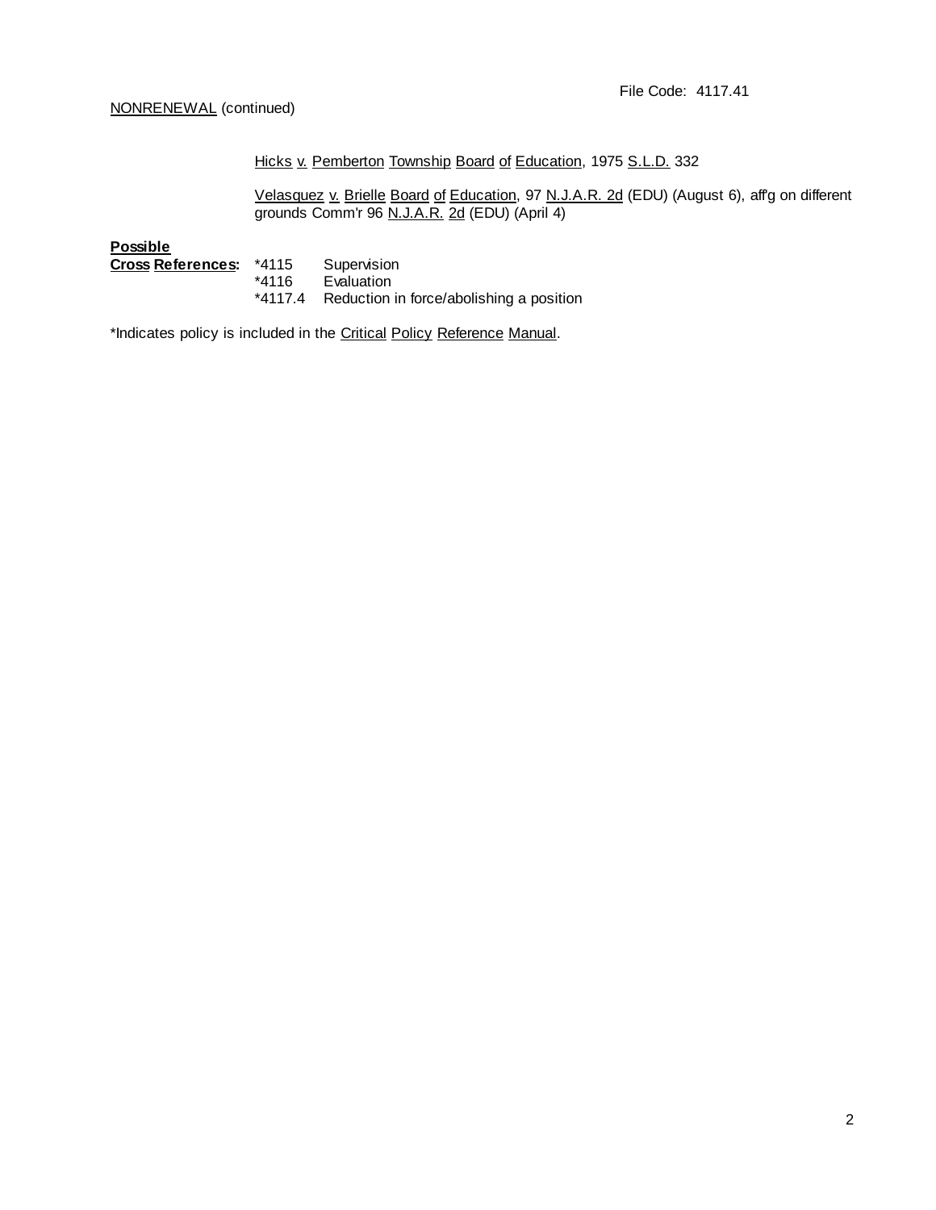Hicks v. Pemberton Township Board of Education, 1975 S.L.D. 332

Velasquez v. Brielle Board of Education, 97 N.J.A.R. 2d (EDU) (August 6), aff'g on different grounds Comm'r 96 N.J.A.R. 2d (EDU) (April 4)

**Possible Cross References:**

*4115 Supervision

*4116 Evaluation

*4117.4 Reduction in force/abolishing a position

*Indicates policy is included in the Critical Policy Reference Manual.